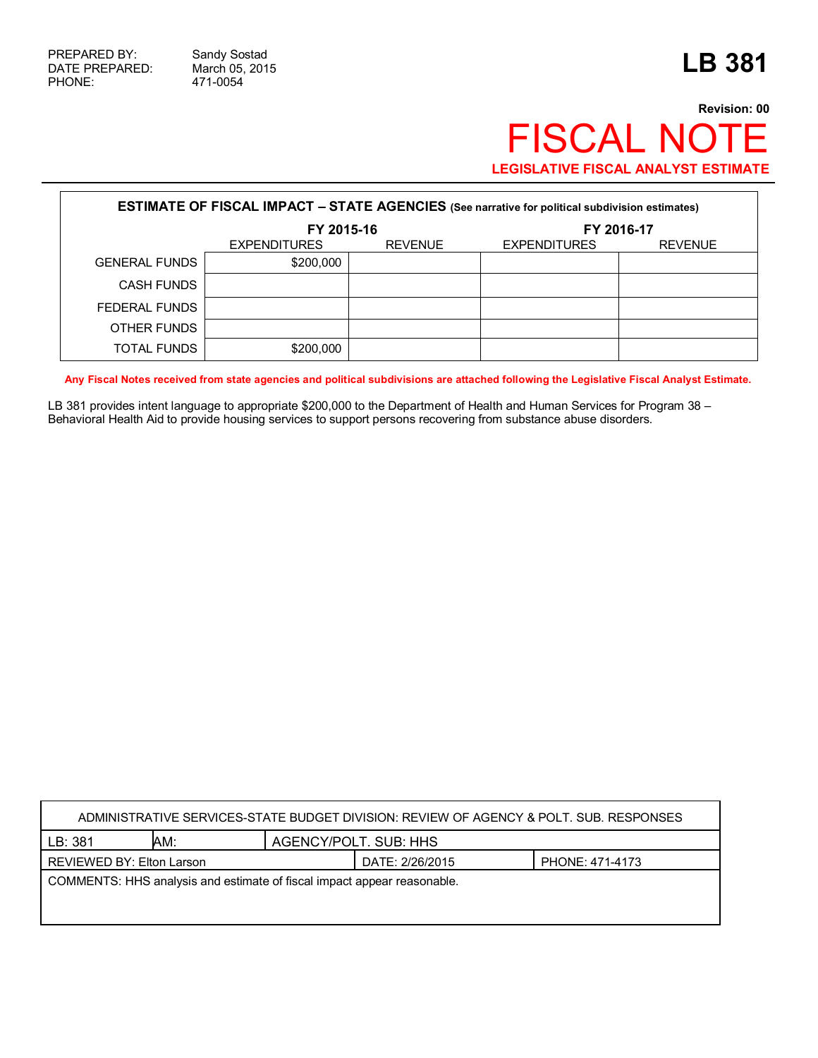PREPARED BY: Sandy Sostad
DATE PREPARED: March 05, 2015
PHONE: 471-0054

# LB 381

**Revision: 00**

# FISCAL NOTE

**LEGISLATIVE FISCAL ANALYST ESTIMATE**

**ESTIMATE OF FISCAL IMPACT – STATE AGENCIES (See narrative for political subdivision estimates)**

| | FY 2015-16 | | FY 2016-17 | |
|---|---|---|---|---|
| | EXPENDITURES | REVENUE | EXPENDITURES | REVENUE |
| GENERAL FUNDS | $200,000 | | | |
| CASH FUNDS | | | | |
| FEDERAL FUNDS | | | | |
| OTHER FUNDS | | | | |
| TOTAL FUNDS | $200,000 | | | |

**Any Fiscal Notes received from state agencies and political subdivisions are attached following the Legislative Fiscal Analyst Estimate.**

LB 381 provides intent language to appropriate $200,000 to the Department of Health and Human Services for Program 38 – Behavioral Health Aid to provide housing services to support persons recovering from substance abuse disorders.

| ADMINISTRATIVE SERVICES-STATE BUDGET DIVISION: REVIEW OF AGENCY & POLT. SUB. RESPONSES | | |
|---|---|---|
| LB: 381 &nbsp;&nbsp; AM: | AGENCY/POLT. SUB: HHS | |
| REVIEWED BY: Elton Larson | DATE: 2/26/2015 | PHONE: 471-4173 |
| COMMENTS: HHS analysis and estimate of fiscal impact appear reasonable. | | |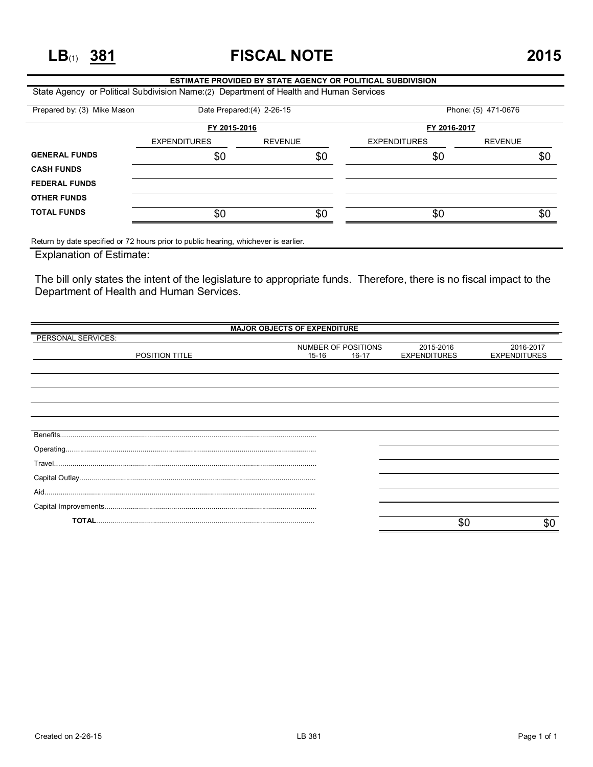# LB(1) 381 FISCAL NOTE 2015

**ESTIMATE PROVIDED BY STATE AGENCY OR POLITICAL SUBDIVISION**

State Agency or Political Subdivision Name:(2) Department of Health and Human Services

Prepared by: (3) Mike Mason | Date Prepared:(4) 2-26-15 | Phone: (5) 471-0676

| | FY 2015-2016 | | FY 2016-2017 | |
|---|---|---|---|---|
| | EXPENDITURES | REVENUE | EXPENDITURES | REVENUE |
| **GENERAL FUNDS** | $0 | $0 | $0 | $0 |
| **CASH FUNDS** | | | | |
| **FEDERAL FUNDS** | | | | |
| **OTHER FUNDS** | | | | |
| **TOTAL FUNDS** | $0 | $0 | $0 | $0 |

Return by date specified or 72 hours prior to public hearing, whichever is earlier.

Explanation of Estimate:

The bill only states the intent of the legislature to appropriate funds. Therefore, there is no fiscal impact to the Department of Health and Human Services.

**MAJOR OBJECTS OF EXPENDITURE**

PERSONAL SERVICES:

| POSITION TITLE | NUMBER OF POSITIONS 15-16 | NUMBER OF POSITIONS 16-17 | 2015-2016 EXPENDITURES | 2016-2017 EXPENDITURES |
|---|---|---|---|---|
| | | | | |

| | 2015-2016 | 2016-2017 |
|---|---|---|
| Benefits | | |
| Operating | | |
| Travel | | |
| Capital Outlay | | |
| Aid | | |
| Capital Improvements | | |
| **TOTAL** | $0 | $0 |